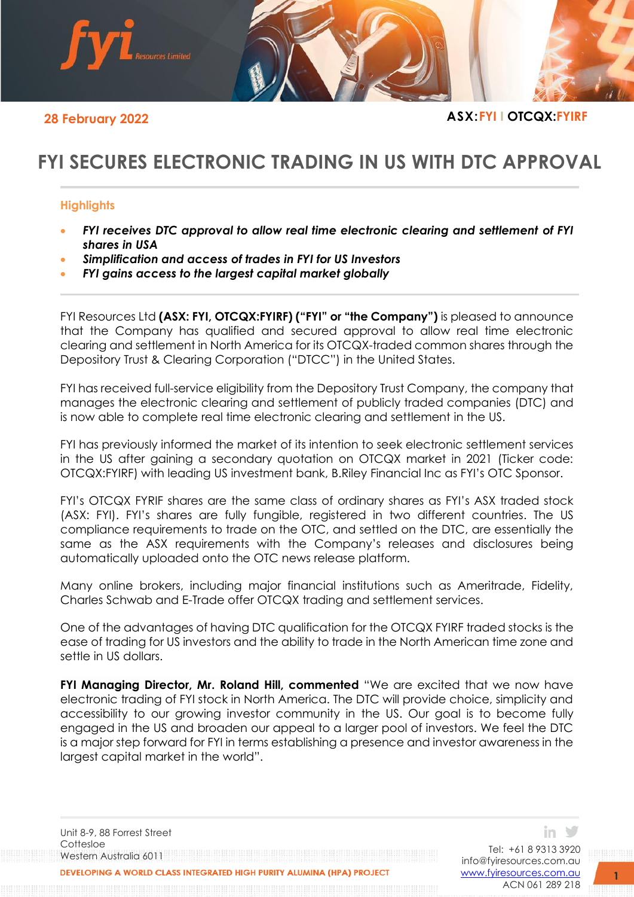**28 February 2022** **ASX:FYI | OTCQX:FYIRF**

# FYI SECURES ELECTRONIC TRADING IN US WITH DTC APPROVAL

## Highlights

- ***FYI receives DTC approval to allow real time electronic clearing and settlement of FYI shares in USA***
- ***Simplification and access of trades in FYI for US Investors***
- ***FYI gains access to the largest capital market globally***

FYI Resources Ltd **(ASX: FYI, OTCQX:FYIRF) ("FYI" or "the Company")** is pleased to announce that the Company has qualified and secured approval to allow real time electronic clearing and settlement in North America for its OTCQX-traded common shares through the Depository Trust & Clearing Corporation ("DTCC") in the United States.

FYI has received full-service eligibility from the Depository Trust Company, the company that manages the electronic clearing and settlement of publicly traded companies (DTC) and is now able to complete real time electronic clearing and settlement in the US.

FYI has previously informed the market of its intention to seek electronic settlement services in the US after gaining a secondary quotation on OTCQX market in 2021 (Ticker code: OTCQX:FYIRF) with leading US investment bank, B.Riley Financial Inc as FYI's OTC Sponsor.

FYI's OTCQX FYRIF shares are the same class of ordinary shares as FYI's ASX traded stock (ASX: FYI). FYI's shares are fully fungible, registered in two different countries. The US compliance requirements to trade on the OTC, and settled on the DTC, are essentially the same as the ASX requirements with the Company's releases and disclosures being automatically uploaded onto the OTC news release platform.

Many online brokers, including major financial institutions such as Ameritrade, Fidelity, Charles Schwab and E-Trade offer OTCQX trading and settlement services.

One of the advantages of having DTC qualification for the OTCQX FYIRF traded stocks is the ease of trading for US investors and the ability to trade in the North American time zone and settle in US dollars.

**FYI Managing Director, Mr. Roland Hill, commented** "We are excited that we now have electronic trading of FYI stock in North America. The DTC will provide choice, simplicity and accessibility to our growing investor community in the US. Our goal is to become fully engaged in the US and broaden our appeal to a larger pool of investors. We feel the DTC is a major step forward for FYI in terms establishing a presence and investor awareness in the largest capital market in the world".

Unit 8-9, 88 Forrest Street
Cottesloe
Western Australia 6011

Tel: +61 8 9313 3920
info@fyiresources.com.au
www.fyiresources.com.au
ACN 061 289 218

DEVELOPING A WORLD CLASS INTEGRATED HIGH PURITY ALUMINA (HPA) PROJECT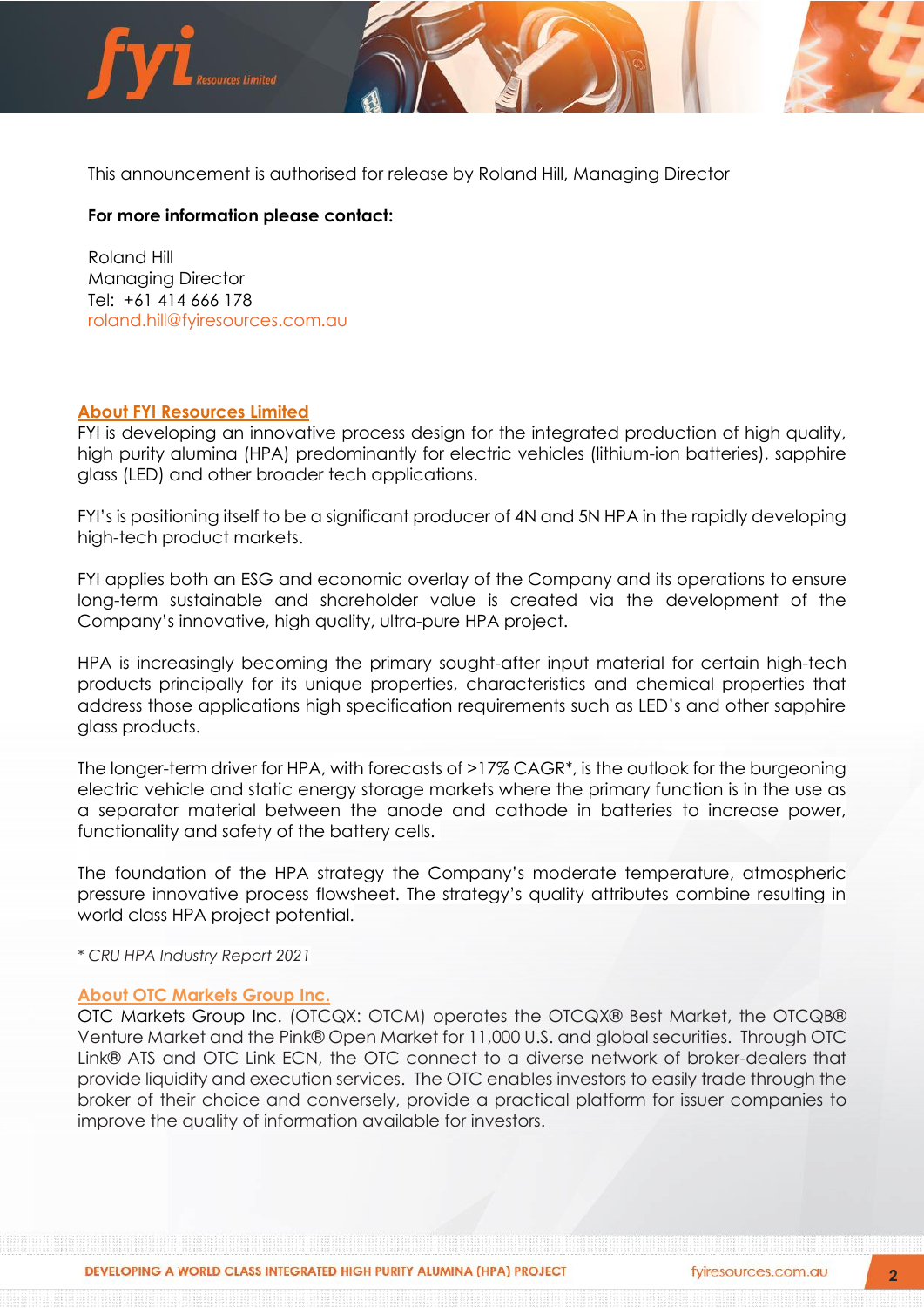This announcement is authorised for release by Roland Hill, Managing Director

**For more information please contact:**

Roland Hill
Managing Director
Tel: +61 414 666 178
roland.hill@fyiresources.com.au

## About FYI Resources Limited

FYI is developing an innovative process design for the integrated production of high quality, high purity alumina (HPA) predominantly for electric vehicles (lithium-ion batteries), sapphire glass (LED) and other broader tech applications.

FYI's is positioning itself to be a significant producer of 4N and 5N HPA in the rapidly developing high-tech product markets.

FYI applies both an ESG and economic overlay of the Company and its operations to ensure long-term sustainable and shareholder value is created via the development of the Company's innovative, high quality, ultra-pure HPA project.

HPA is increasingly becoming the primary sought-after input material for certain high-tech products principally for its unique properties, characteristics and chemical properties that address those applications high specification requirements such as LED's and other sapphire glass products.

The longer-term driver for HPA, with forecasts of >17% CAGR*, is the outlook for the burgeoning electric vehicle and static energy storage markets where the primary function is in the use as a separator material between the anode and cathode in batteries to increase power, functionality and safety of the battery cells.

The foundation of the HPA strategy the Company's moderate temperature, atmospheric pressure innovative process flowsheet. The strategy's quality attributes combine resulting in world class HPA project potential.

*\* CRU HPA Industry Report 2021*

## About OTC Markets Group Inc.

OTC Markets Group Inc. (OTCQX: OTCM) operates the OTCQX® Best Market, the OTCQB® Venture Market and the Pink® Open Market for 11,000 U.S. and global securities. Through OTC Link® ATS and OTC Link ECN, the OTC connect to a diverse network of broker-dealers that provide liquidity and execution services. The OTC enables investors to easily trade through the broker of their choice and conversely, provide a practical platform for issuer companies to improve the quality of information available for investors.